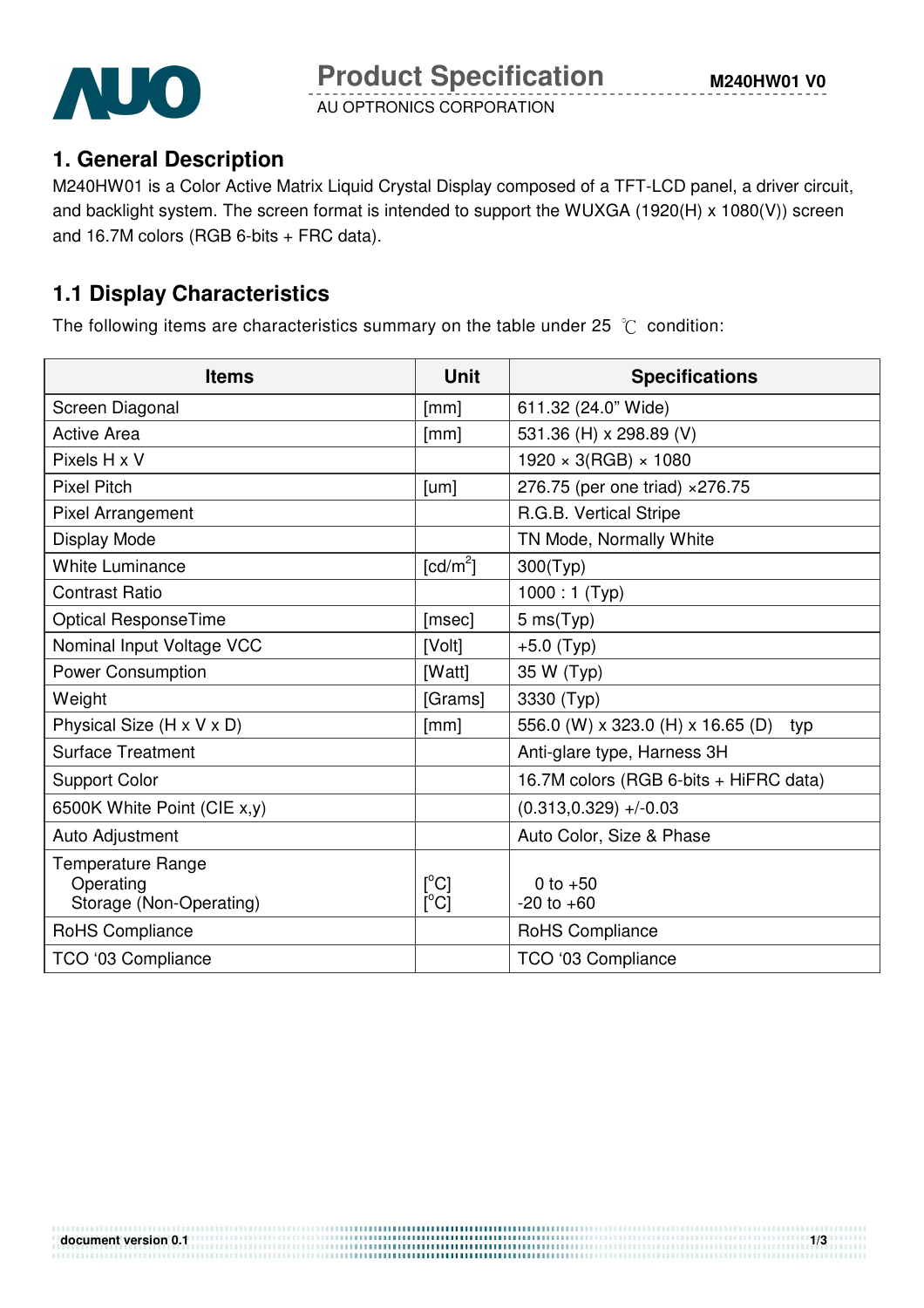# Product Specification

AU OPTRONICS CORPORATION

M240HW01 V0

## 1. General Description

M240HW01 is a Color Active Matrix Liquid Crystal Display composed of a TFT-LCD panel, a driver circuit, and backlight system. The screen format is intended to support the WUXGA (1920(H) x 1080(V)) screen and 16.7M colors (RGB 6-bits + FRC data).

## 1.1 Display Characteristics

The following items are characteristics summary on the table under 25 ℃ condition:

| Items | Unit | Specifications |
|---|---|---|
| Screen Diagonal | [mm] | 611.32 (24.0" Wide) |
| Active Area | [mm] | 531.36 (H) x 298.89 (V) |
| Pixels H x V | | 1920 × 3(RGB) × 1080 |
| Pixel Pitch | [um] | 276.75 (per one triad) ×276.75 |
| Pixel Arrangement | | R.G.B. Vertical Stripe |
| Display Mode | | TN Mode, Normally White |
| White Luminance | [cd/m²] | 300(Typ) |
| Contrast Ratio | | 1000 : 1 (Typ) |
| Optical ResponseTime | [msec] | 5 ms(Typ) |
| Nominal Input Voltage VCC | [Volt] | +5.0 (Typ) |
| Power Consumption | [Watt] | 35 W (Typ) |
| Weight | [Grams] | 3330 (Typ) |
| Physical Size (H x V x D) | [mm] | 556.0 (W) x 323.0 (H) x 16.65 (D) typ |
| Surface Treatment | | Anti-glare type, Harness 3H |
| Support Color | | 16.7M colors (RGB 6-bits + HiFRC data) |
| 6500K White Point (CIE x,y) | | (0.313,0.329) +/-0.03 |
| Auto Adjustment | | Auto Color, Size & Phase |
| Temperature Range<br>Operating<br>Storage (Non-Operating) | <br>[°C]<br>[°C] | <br>0 to +50<br>-20 to +60 |
| RoHS Compliance | | RoHS Compliance |
| TCO '03 Compliance | | TCO '03 Compliance |

document version 0.1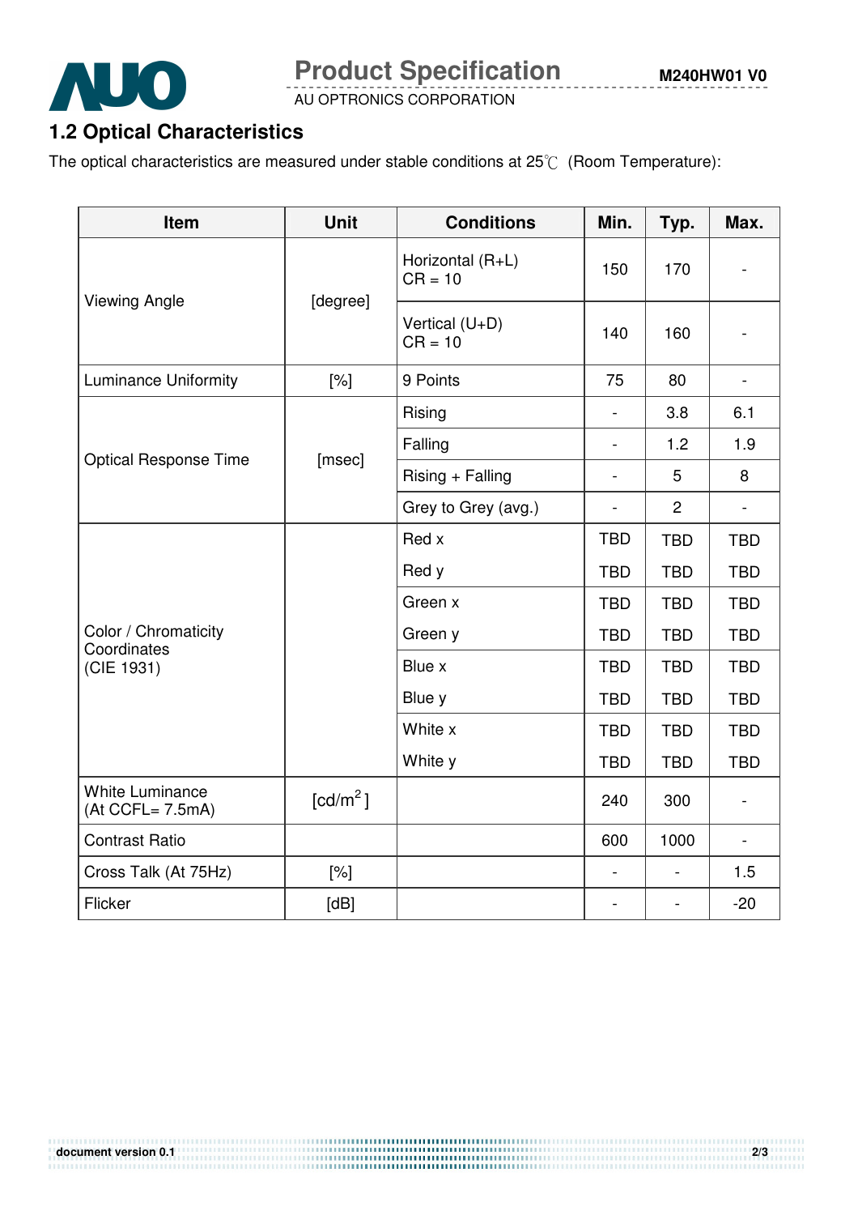## 1.2 Optical Characteristics

The optical characteristics are measured under stable conditions at 25℃ (Room Temperature):

| Item | Unit | Conditions | Min. | Typ. | Max. |
|---|---|---|---|---|---|
| Viewing Angle | [degree] | Horizontal (R+L) CR = 10 | 150 | 170 | - |
| | | Vertical (U+D) CR = 10 | 140 | 160 | - |
| Luminance Uniformity | [%] | 9 Points | 75 | 80 | - |
| Optical Response Time | [msec] | Rising | - | 3.8 | 6.1 |
| | | Falling | - | 1.2 | 1.9 |
| | | Rising + Falling | - | 5 | 8 |
| | | Grey to Grey (avg.) | - | 2 | - |
| Color / Chromaticity Coordinates (CIE 1931) | | Red x | TBD | TBD | TBD |
| | | Red y | TBD | TBD | TBD |
| | | Green x | TBD | TBD | TBD |
| | | Green y | TBD | TBD | TBD |
| | | Blue x | TBD | TBD | TBD |
| | | Blue y | TBD | TBD | TBD |
| | | White x | TBD | TBD | TBD |
| | | White y | TBD | TBD | TBD |
| White Luminance (At CCFL= 7.5mA) | [$cd/m^2$] | | 240 | 300 | - |
| Contrast Ratio | | | 600 | 1000 | - |
| Cross Talk (At 75Hz) | [%] | | - | - | 1.5 |
| Flicker | [dB] | | - | - | -20 |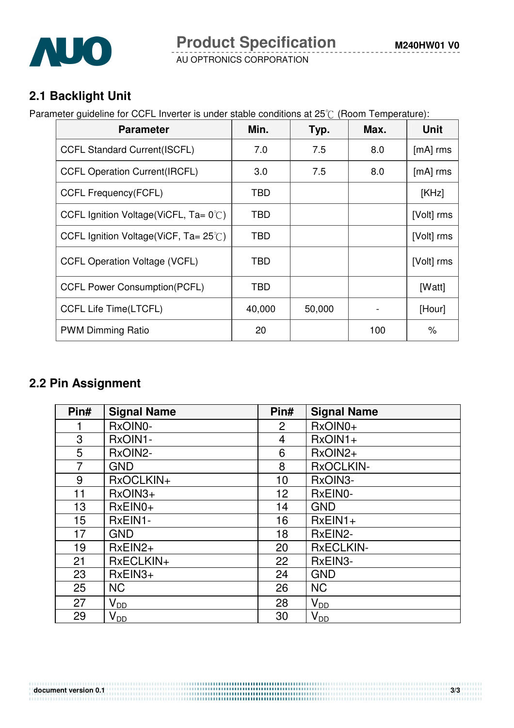## 2.1 Backlight Unit

Parameter guideline for CCFL Inverter is under stable conditions at 25℃ (Room Temperature):

| Parameter | Min. | Typ. | Max. | Unit |
|---|---|---|---|---|
| CCFL Standard Current(ISCFL) | 7.0 | 7.5 | 8.0 | [mA] rms |
| CCFL Operation Current(IRCFL) | 3.0 | 7.5 | 8.0 | [mA] rms |
| CCFL Frequency(FCFL) | TBD | | | [KHz] |
| CCFL Ignition Voltage(ViCFL, Ta= 0℃) | TBD | | | [Volt] rms |
| CCFL Ignition Voltage(ViCF, Ta= 25℃) | TBD | | | [Volt] rms |
| CCFL Operation Voltage (VCFL) | TBD | | | [Volt] rms |
| CCFL Power Consumption(PCFL) | TBD | | | [Watt] |
| CCFL Life Time(LTCFL) | 40,000 | 50,000 | - | [Hour] |
| PWM Dimming Ratio | 20 | | 100 | % |

## 2.2 Pin Assignment

| Pin# | Signal Name | Pin# | Signal Name |
|---|---|---|---|
| 1 | RxOIN0- | 2 | RxOIN0+ |
| 3 | RxOIN1- | 4 | RxOIN1+ |
| 5 | RxOIN2- | 6 | RxOIN2+ |
| 7 | GND | 8 | RxOCLKIN- |
| 9 | RxOCLKIN+ | 10 | RxOIN3- |
| 11 | RxOIN3+ | 12 | RxEIN0- |
| 13 | RxEIN0+ | 14 | GND |
| 15 | RxEIN1- | 16 | RxEIN1+ |
| 17 | GND | 18 | RxEIN2- |
| 19 | RxEIN2+ | 20 | RxECLKIN- |
| 21 | RxECLKIN+ | 22 | RxEIN3- |
| 23 | RxEIN3+ | 24 | GND |
| 25 | NC | 26 | NC |
| 27 | $V_{DD}$ | 28 | $V_{DD}$ |
| 29 | $V_{DD}$ | 30 | $V_{DD}$ |